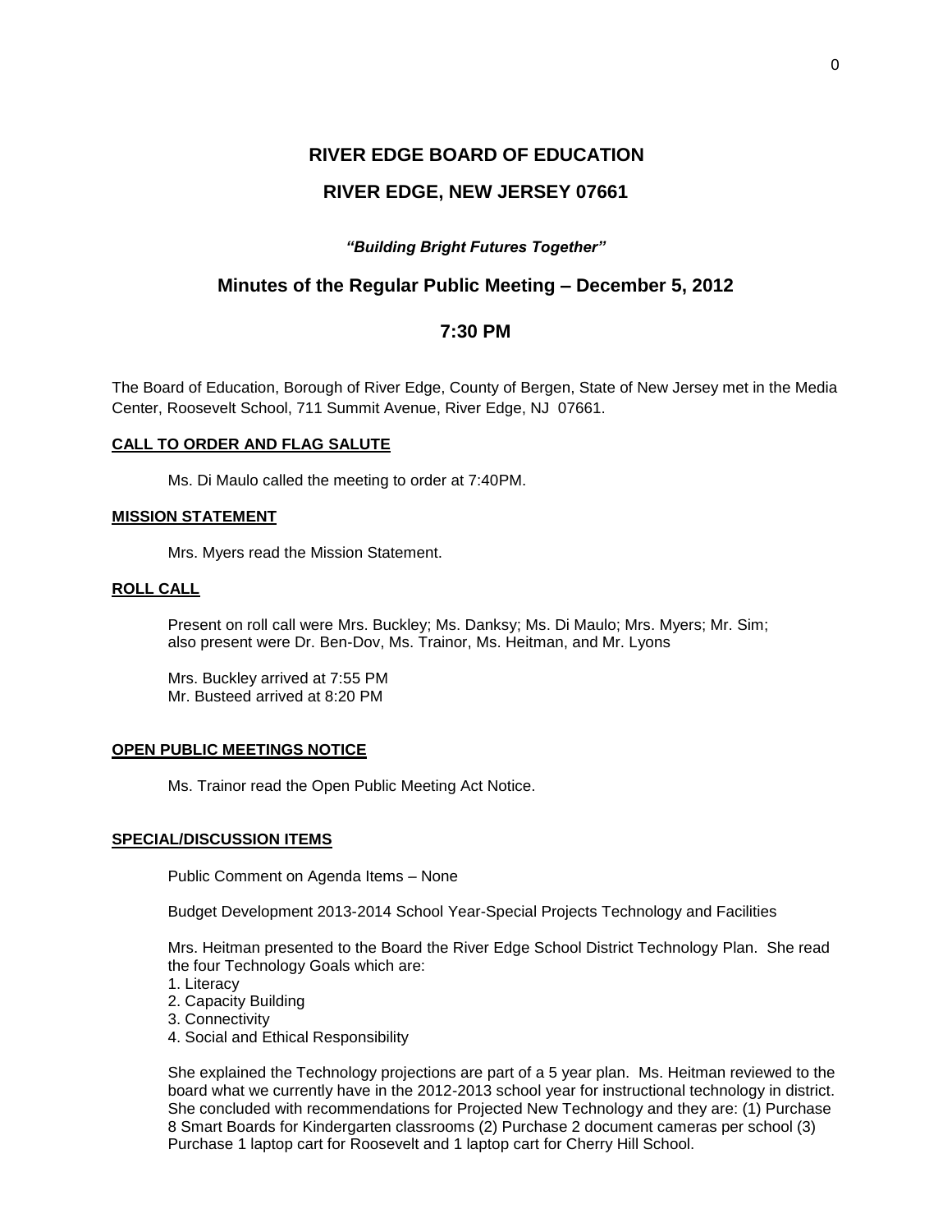# RIVER EDGE BOARD OF EDUCATION

# RIVER EDGE, NEW JERSEY 07661

***"Building Bright Futures Together"***

## Minutes of the Regular Public Meeting – December 5, 2012

## 7:30 PM

The Board of Education, Borough of River Edge, County of Bergen, State of New Jersey met in the Media Center, Roosevelt School, 711 Summit Avenue, River Edge, NJ 07661.

**CALL TO ORDER AND FLAG SALUTE**

Ms. Di Maulo called the meeting to order at 7:40PM.

**MISSION STATEMENT**

Mrs. Myers read the Mission Statement.

**ROLL CALL**

Present on roll call were Mrs. Buckley; Ms. Danksy; Ms. Di Maulo; Mrs. Myers; Mr. Sim; also present were Dr. Ben-Dov, Ms. Trainor, Ms. Heitman, and Mr. Lyons

Mrs. Buckley arrived at 7:55 PM
Mr. Busteed arrived at 8:20 PM

**OPEN PUBLIC MEETINGS NOTICE**

Ms. Trainor read the Open Public Meeting Act Notice.

**SPECIAL/DISCUSSION ITEMS**

Public Comment on Agenda Items – None

Budget Development 2013-2014 School Year-Special Projects Technology and Facilities

Mrs. Heitman presented to the Board the River Edge School District Technology Plan. She read the four Technology Goals which are:

1. Literacy
2. Capacity Building
3. Connectivity
4. Social and Ethical Responsibility

She explained the Technology projections are part of a 5 year plan. Ms. Heitman reviewed to the board what we currently have in the 2012-2013 school year for instructional technology in district. She concluded with recommendations for Projected New Technology and they are: (1) Purchase 8 Smart Boards for Kindergarten classrooms (2) Purchase 2 document cameras per school (3) Purchase 1 laptop cart for Roosevelt and 1 laptop cart for Cherry Hill School.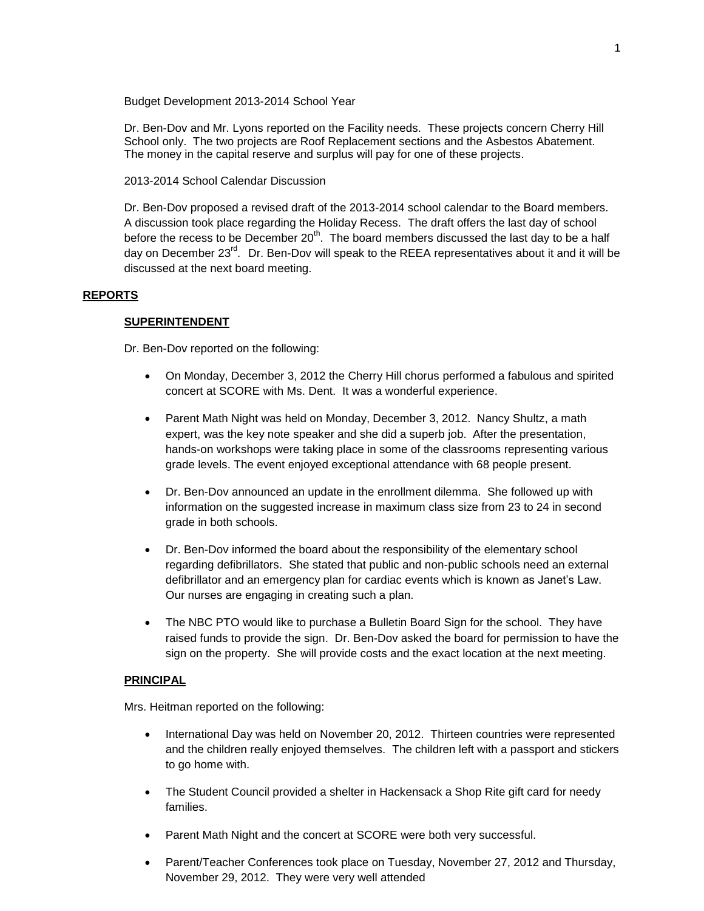Budget Development 2013-2014 School Year

Dr. Ben-Dov and Mr. Lyons reported on the Facility needs. These projects concern Cherry Hill School only. The two projects are Roof Replacement sections and the Asbestos Abatement. The money in the capital reserve and surplus will pay for one of these projects.

2013-2014 School Calendar Discussion

Dr. Ben-Dov proposed a revised draft of the 2013-2014 school calendar to the Board members. A discussion took place regarding the Holiday Recess. The draft offers the last day of school before the recess to be December 20th. The board members discussed the last day to be a half day on December 23rd. Dr. Ben-Dov will speak to the REEA representatives about it and it will be discussed at the next board meeting.

## REPORTS

### SUPERINTENDENT

Dr. Ben-Dov reported on the following:

- On Monday, December 3, 2012 the Cherry Hill chorus performed a fabulous and spirited concert at SCORE with Ms. Dent. It was a wonderful experience.
- Parent Math Night was held on Monday, December 3, 2012. Nancy Shultz, a math expert, was the key note speaker and she did a superb job. After the presentation, hands-on workshops were taking place in some of the classrooms representing various grade levels. The event enjoyed exceptional attendance with 68 people present.
- Dr. Ben-Dov announced an update in the enrollment dilemma. She followed up with information on the suggested increase in maximum class size from 23 to 24 in second grade in both schools.
- Dr. Ben-Dov informed the board about the responsibility of the elementary school regarding defibrillators. She stated that public and non-public schools need an external defibrillator and an emergency plan for cardiac events which is known as Janet's Law. Our nurses are engaging in creating such a plan.
- The NBC PTO would like to purchase a Bulletin Board Sign for the school. They have raised funds to provide the sign. Dr. Ben-Dov asked the board for permission to have the sign on the property. She will provide costs and the exact location at the next meeting.

### PRINCIPAL

Mrs. Heitman reported on the following:

- International Day was held on November 20, 2012. Thirteen countries were represented and the children really enjoyed themselves. The children left with a passport and stickers to go home with.
- The Student Council provided a shelter in Hackensack a Shop Rite gift card for needy families.
- Parent Math Night and the concert at SCORE were both very successful.
- Parent/Teacher Conferences took place on Tuesday, November 27, 2012 and Thursday, November 29, 2012. They were very well attended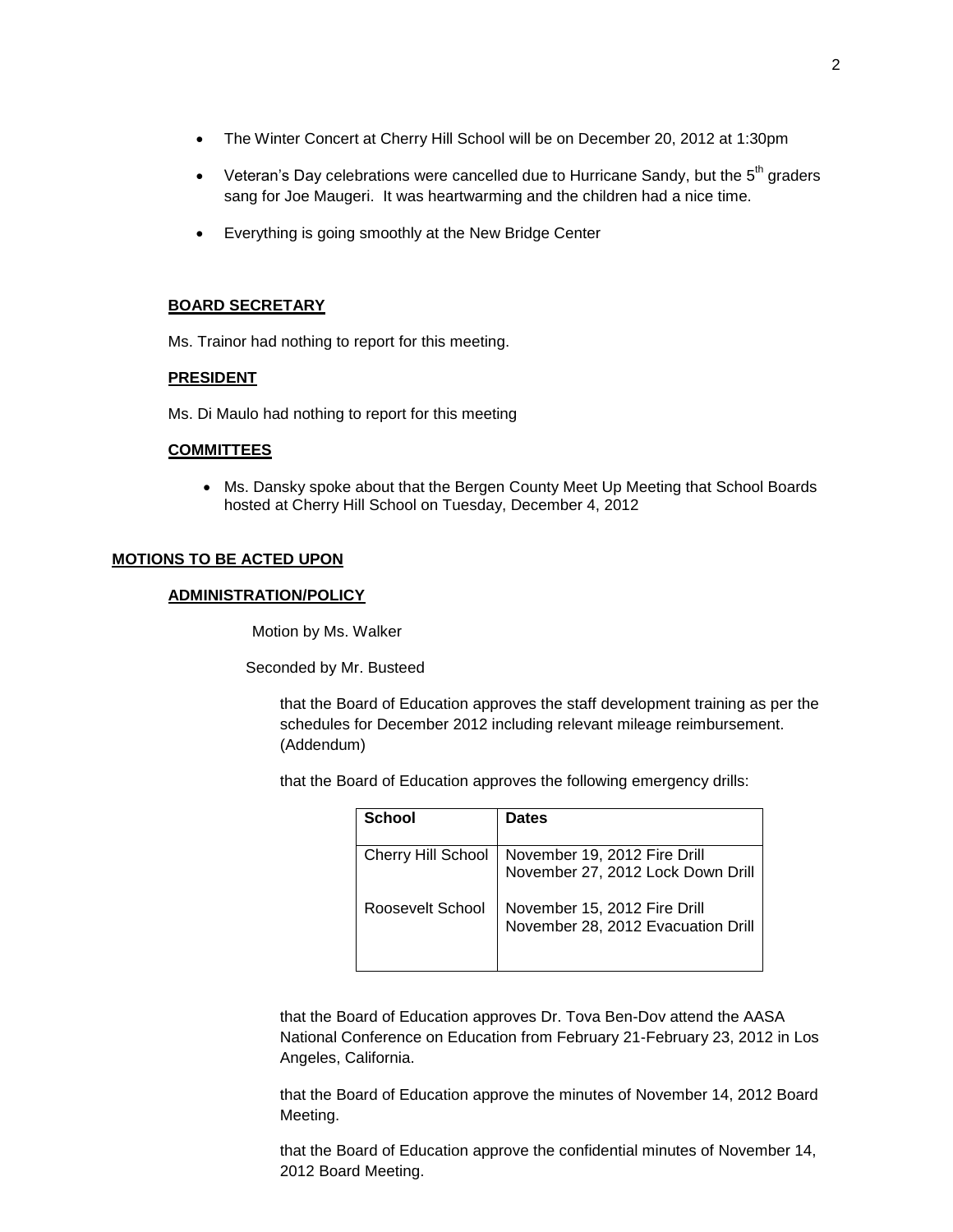- The Winter Concert at Cherry Hill School will be on December 20, 2012 at 1:30pm
- Veteran's Day celebrations were cancelled due to Hurricane Sandy, but the 5th graders sang for Joe Maugeri. It was heartwarming and the children had a nice time.
- Everything is going smoothly at the New Bridge Center

**BOARD SECRETARY**

Ms. Trainor had nothing to report for this meeting.

**PRESIDENT**

Ms. Di Maulo had nothing to report for this meeting

**COMMITTEES**

- Ms. Dansky spoke about that the Bergen County Meet Up Meeting that School Boards hosted at Cherry Hill School on Tuesday, December 4, 2012

## MOTIONS TO BE ACTED UPON

**ADMINISTRATION/POLICY**

Motion by Ms. Walker

Seconded by Mr. Busteed

that the Board of Education approves the staff development training as per the schedules for December 2012 including relevant mileage reimbursement. (Addendum)

that the Board of Education approves the following emergency drills:

| School | Dates |
|---|---|
| Cherry Hill School | November 19, 2012 Fire Drill<br>November 27, 2012 Lock Down Drill |
| Roosevelt School | November 15, 2012 Fire Drill<br>November 28, 2012 Evacuation Drill |

that the Board of Education approves Dr. Tova Ben-Dov attend the AASA National Conference on Education from February 21-February 23, 2012 in Los Angeles, California.

that the Board of Education approve the minutes of November 14, 2012 Board Meeting.

that the Board of Education approve the confidential minutes of November 14, 2012 Board Meeting.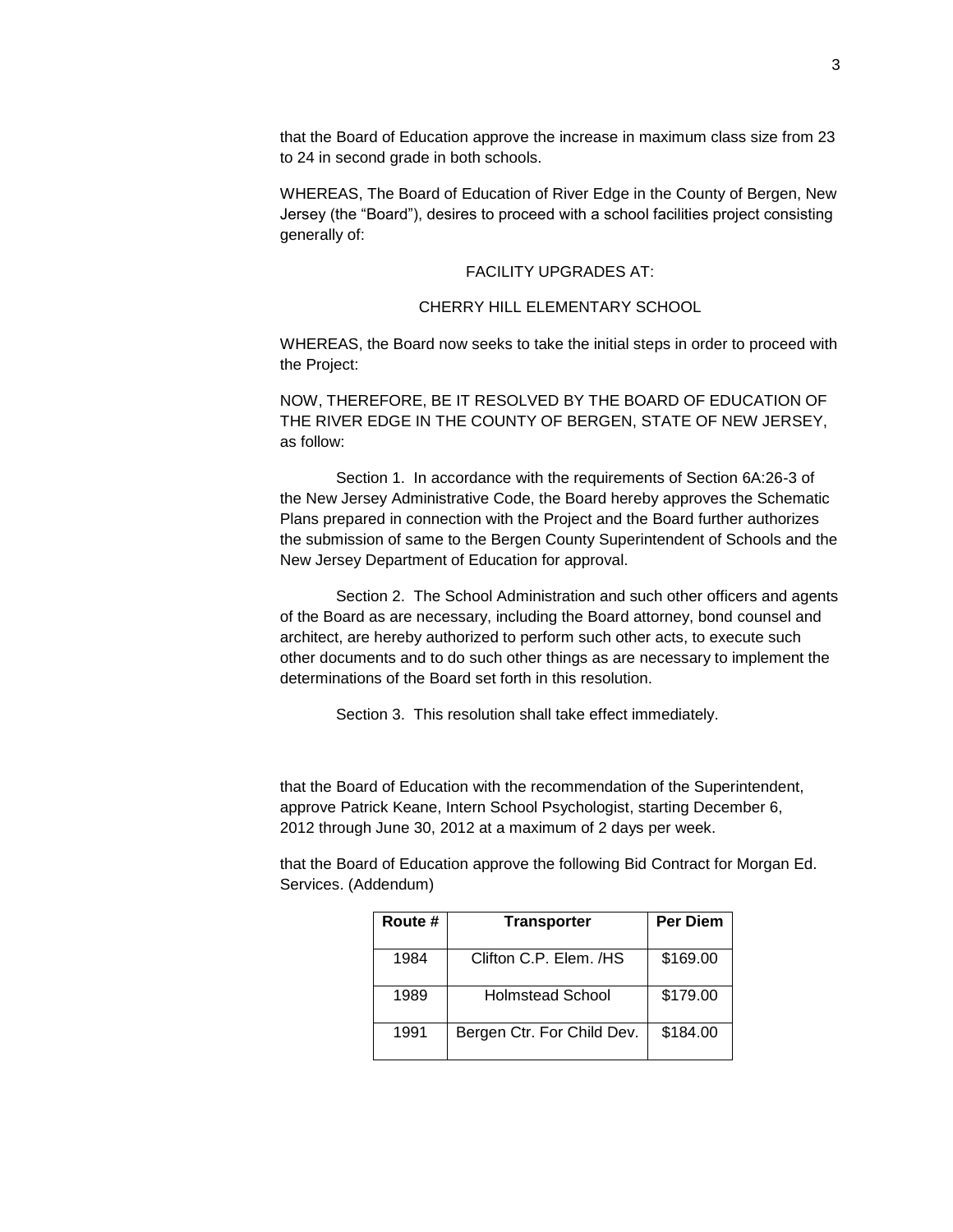that the Board of Education approve the increase in maximum class size from 23 to 24 in second grade in both schools.

WHEREAS, The Board of Education of River Edge in the County of Bergen, New Jersey (the "Board"), desires to proceed with a school facilities project consisting generally of:

FACILITY UPGRADES AT:

CHERRY HILL ELEMENTARY SCHOOL

WHEREAS, the Board now seeks to take the initial steps in order to proceed with the Project:

NOW, THEREFORE, BE IT RESOLVED BY THE BOARD OF EDUCATION OF THE RIVER EDGE IN THE COUNTY OF BERGEN, STATE OF NEW JERSEY, as follow:

Section 1. In accordance with the requirements of Section 6A:26-3 of the New Jersey Administrative Code, the Board hereby approves the Schematic Plans prepared in connection with the Project and the Board further authorizes the submission of same to the Bergen County Superintendent of Schools and the New Jersey Department of Education for approval.

Section 2. The School Administration and such other officers and agents of the Board as are necessary, including the Board attorney, bond counsel and architect, are hereby authorized to perform such other acts, to execute such other documents and to do such other things as are necessary to implement the determinations of the Board set forth in this resolution.

Section 3. This resolution shall take effect immediately.

that the Board of Education with the recommendation of the Superintendent, approve Patrick Keane, Intern School Psychologist, starting December 6, 2012 through June 30, 2012 at a maximum of 2 days per week.

that the Board of Education approve the following Bid Contract for Morgan Ed. Services. (Addendum)

| Route # | Transporter | Per Diem |
|---|---|---|
| 1984 | Clifton C.P. Elem. /HS | $169.00 |
| 1989 | Holmstead School | $179.00 |
| 1991 | Bergen Ctr. For Child Dev. | $184.00 |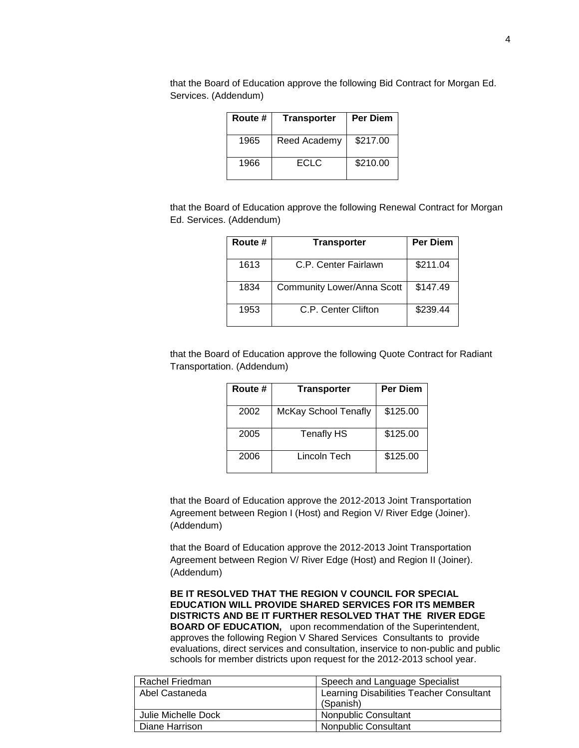that the Board of Education approve the following Bid Contract for Morgan Ed. Services. (Addendum)

| Route # | Transporter | Per Diem |
|---|---|---|
| 1965 | Reed Academy | $217.00 |
| 1966 | ECLC | $210.00 |

that the Board of Education approve the following Renewal Contract for Morgan Ed. Services. (Addendum)

| Route # | Transporter | Per Diem |
|---|---|---|
| 1613 | C.P. Center Fairlawn | $211.04 |
| 1834 | Community Lower/Anna Scott | $147.49 |
| 1953 | C.P. Center Clifton | $239.44 |

that the Board of Education approve the following Quote Contract for Radiant Transportation. (Addendum)

| Route # | Transporter | Per Diem |
|---|---|---|
| 2002 | McKay School Tenafly | $125.00 |
| 2005 | Tenafly HS | $125.00 |
| 2006 | Lincoln Tech | $125.00 |

that the Board of Education approve the 2012-2013 Joint Transportation Agreement between Region I (Host) and Region V/ River Edge (Joiner). (Addendum)

that the Board of Education approve the 2012-2013 Joint Transportation Agreement between Region V/ River Edge (Host) and Region II (Joiner). (Addendum)

**BE IT RESOLVED THAT THE REGION V COUNCIL FOR SPECIAL EDUCATION WILL PROVIDE SHARED SERVICES FOR ITS MEMBER DISTRICTS AND BE IT FURTHER RESOLVED THAT THE RIVER EDGE BOARD OF EDUCATION,** upon recommendation of the Superintendent, approves the following Region V Shared Services Consultants to provide evaluations, direct services and consultation, inservice to non-public and public schools for member districts upon request for the 2012-2013 school year.

| | |
|---|---|
| Rachel Friedman | Speech and Language Specialist |
| Abel Castaneda | Learning Disabilities Teacher Consultant (Spanish) |
| Julie Michelle Dock | Nonpublic Consultant |
| Diane Harrison | Nonpublic Consultant |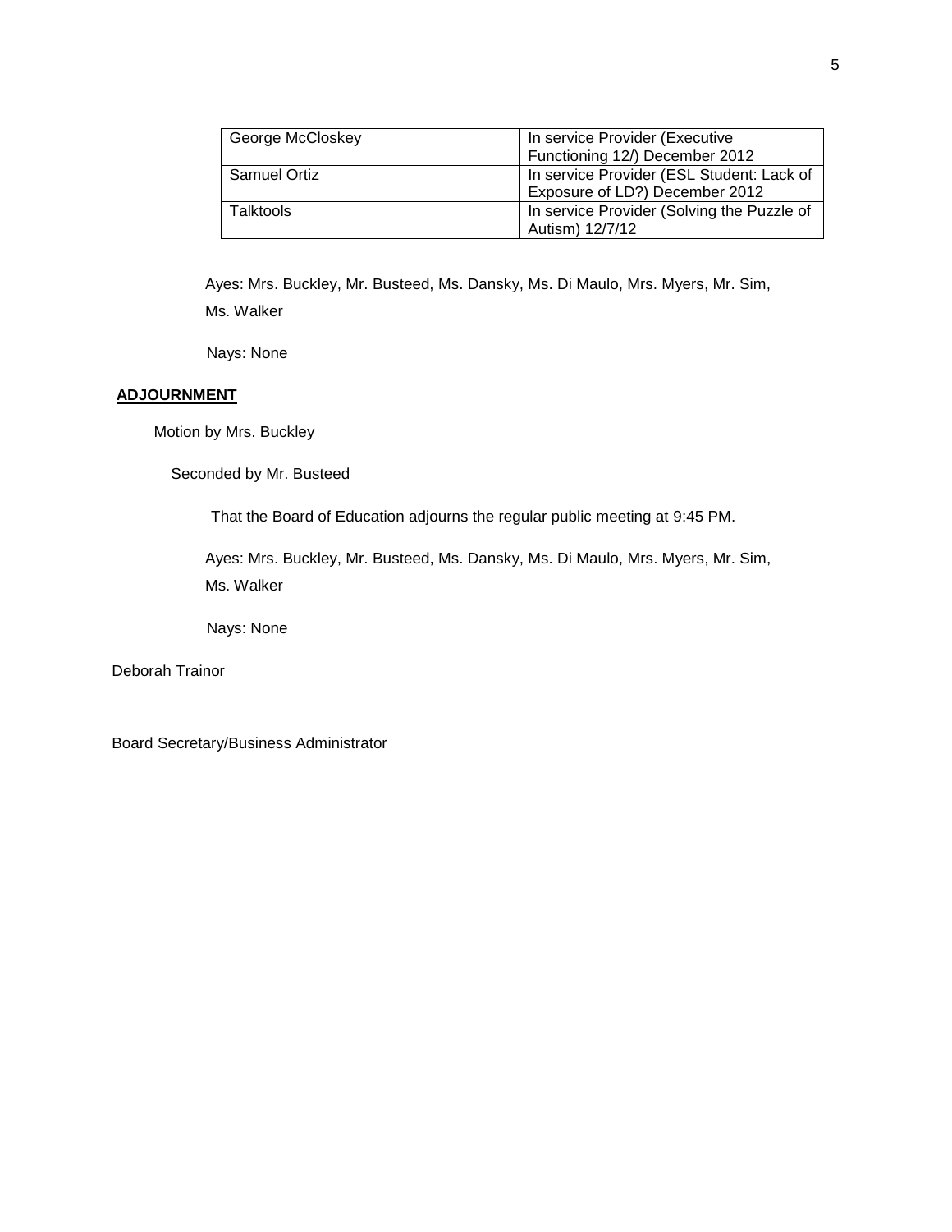| | |
|---|---|
| George McCloskey | In service Provider (Executive Functioning 12/) December 2012 |
| Samuel Ortiz | In service Provider (ESL Student: Lack of Exposure of LD?) December 2012 |
| Talktools | In service Provider (Solving the Puzzle of Autism) 12/7/12 |

Ayes: Mrs. Buckley, Mr. Busteed, Ms. Dansky, Ms. Di Maulo, Mrs. Myers, Mr. Sim, Ms. Walker

Nays: None

**ADJOURNMENT**

Motion by Mrs. Buckley

Seconded by Mr. Busteed

That the Board of Education adjourns the regular public meeting at 9:45 PM.

Ayes: Mrs. Buckley, Mr. Busteed, Ms. Dansky, Ms. Di Maulo, Mrs. Myers, Mr. Sim, Ms. Walker

Nays: None

Deborah Trainor

Board Secretary/Business Administrator